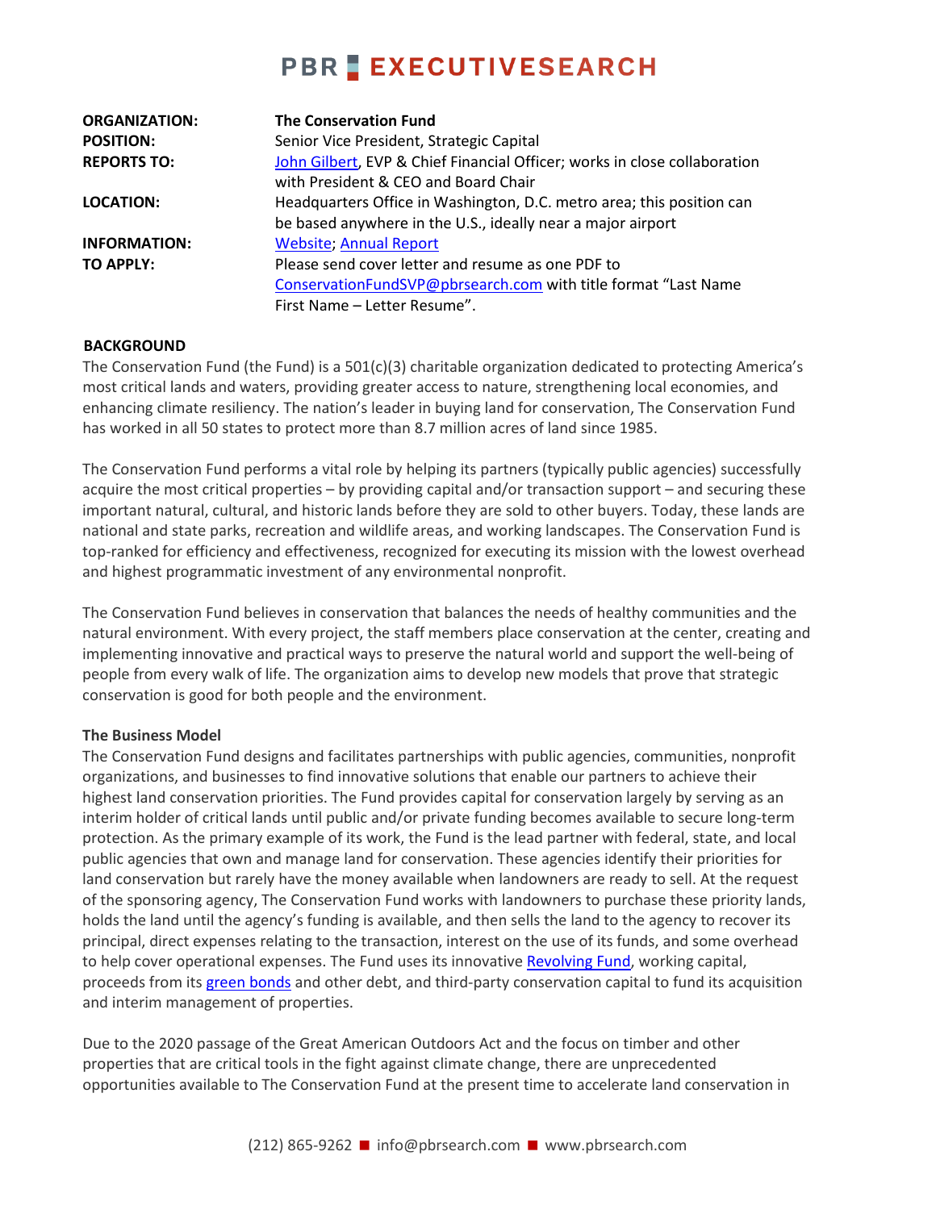# PBR EXECUTIVESEARCH

| | |
|---|---|
| **ORGANIZATION:** | **The Conservation Fund** |
| **POSITION:** | Senior Vice President, Strategic Capital |
| **REPORTS TO:** | John Gilbert, EVP & Chief Financial Officer; works in close collaboration with President & CEO and Board Chair |
| **LOCATION:** | Headquarters Office in Washington, D.C. metro area; this position can be based anywhere in the U.S., ideally near a major airport |
| **INFORMATION:** | Website; Annual Report |
| **TO APPLY:** | Please send cover letter and resume as one PDF to ConservationFundSVP@pbrsearch.com with title format "Last Name First Name – Letter Resume". |

## BACKGROUND

The Conservation Fund (the Fund) is a 501(c)(3) charitable organization dedicated to protecting America's most critical lands and waters, providing greater access to nature, strengthening local economies, and enhancing climate resiliency. The nation's leader in buying land for conservation, The Conservation Fund has worked in all 50 states to protect more than 8.7 million acres of land since 1985.

The Conservation Fund performs a vital role by helping its partners (typically public agencies) successfully acquire the most critical properties – by providing capital and/or transaction support – and securing these important natural, cultural, and historic lands before they are sold to other buyers. Today, these lands are national and state parks, recreation and wildlife areas, and working landscapes. The Conservation Fund is top-ranked for efficiency and effectiveness, recognized for executing its mission with the lowest overhead and highest programmatic investment of any environmental nonprofit.

The Conservation Fund believes in conservation that balances the needs of healthy communities and the natural environment. With every project, the staff members place conservation at the center, creating and implementing innovative and practical ways to preserve the natural world and support the well-being of people from every walk of life. The organization aims to develop new models that prove that strategic conservation is good for both people and the environment.

### The Business Model

The Conservation Fund designs and facilitates partnerships with public agencies, communities, nonprofit organizations, and businesses to find innovative solutions that enable our partners to achieve their highest land conservation priorities. The Fund provides capital for conservation largely by serving as an interim holder of critical lands until public and/or private funding becomes available to secure long-term protection. As the primary example of its work, the Fund is the lead partner with federal, state, and local public agencies that own and manage land for conservation. These agencies identify their priorities for land conservation but rarely have the money available when landowners are ready to sell. At the request of the sponsoring agency, The Conservation Fund works with landowners to purchase these priority lands, holds the land until the agency's funding is available, and then sells the land to the agency to recover its principal, direct expenses relating to the transaction, interest on the use of its funds, and some overhead to help cover operational expenses. The Fund uses its innovative Revolving Fund, working capital, proceeds from its green bonds and other debt, and third-party conservation capital to fund its acquisition and interim management of properties.

Due to the 2020 passage of the Great American Outdoors Act and the focus on timber and other properties that are critical tools in the fight against climate change, there are unprecedented opportunities available to The Conservation Fund at the present time to accelerate land conservation in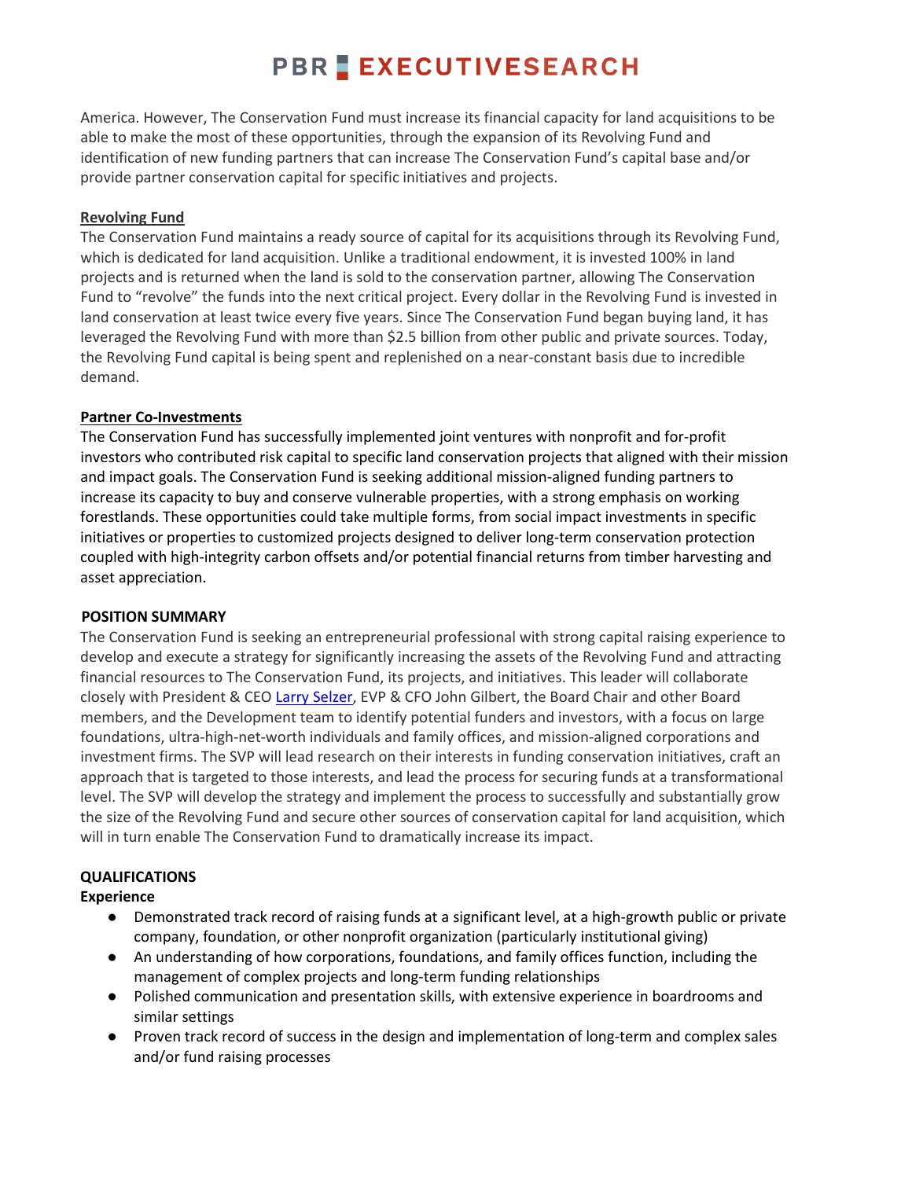America. However, The Conservation Fund must increase its financial capacity for land acquisitions to be able to make the most of these opportunities, through the expansion of its Revolving Fund and identification of new funding partners that can increase The Conservation Fund's capital base and/or provide partner conservation capital for specific initiatives and projects.

**Revolving Fund**

The Conservation Fund maintains a ready source of capital for its acquisitions through its Revolving Fund, which is dedicated for land acquisition. Unlike a traditional endowment, it is invested 100% in land projects and is returned when the land is sold to the conservation partner, allowing The Conservation Fund to "revolve" the funds into the next critical project. Every dollar in the Revolving Fund is invested in land conservation at least twice every five years. Since The Conservation Fund began buying land, it has leveraged the Revolving Fund with more than $2.5 billion from other public and private sources. Today, the Revolving Fund capital is being spent and replenished on a near-constant basis due to incredible demand.

**Partner Co-Investments**

The Conservation Fund has successfully implemented joint ventures with nonprofit and for-profit investors who contributed risk capital to specific land conservation projects that aligned with their mission and impact goals. The Conservation Fund is seeking additional mission-aligned funding partners to increase its capacity to buy and conserve vulnerable properties, with a strong emphasis on working forestlands. These opportunities could take multiple forms, from social impact investments in specific initiatives or properties to customized projects designed to deliver long-term conservation protection coupled with high-integrity carbon offsets and/or potential financial returns from timber harvesting and asset appreciation.

## POSITION SUMMARY

The Conservation Fund is seeking an entrepreneurial professional with strong capital raising experience to develop and execute a strategy for significantly increasing the assets of the Revolving Fund and attracting financial resources to The Conservation Fund, its projects, and initiatives. This leader will collaborate closely with President & CEO Larry Selzer, EVP & CFO John Gilbert, the Board Chair and other Board members, and the Development team to identify potential funders and investors, with a focus on large foundations, ultra-high-net-worth individuals and family offices, and mission-aligned corporations and investment firms. The SVP will lead research on their interests in funding conservation initiatives, craft an approach that is targeted to those interests, and lead the process for securing funds at a transformational level. The SVP will develop the strategy and implement the process to successfully and substantially grow the size of the Revolving Fund and secure other sources of conservation capital for land acquisition, which will in turn enable The Conservation Fund to dramatically increase its impact.

## QUALIFICATIONS

### Experience

- Demonstrated track record of raising funds at a significant level, at a high-growth public or private company, foundation, or other nonprofit organization (particularly institutional giving)
- An understanding of how corporations, foundations, and family offices function, including the management of complex projects and long-term funding relationships
- Polished communication and presentation skills, with extensive experience in boardrooms and similar settings
- Proven track record of success in the design and implementation of long-term and complex sales and/or fund raising processes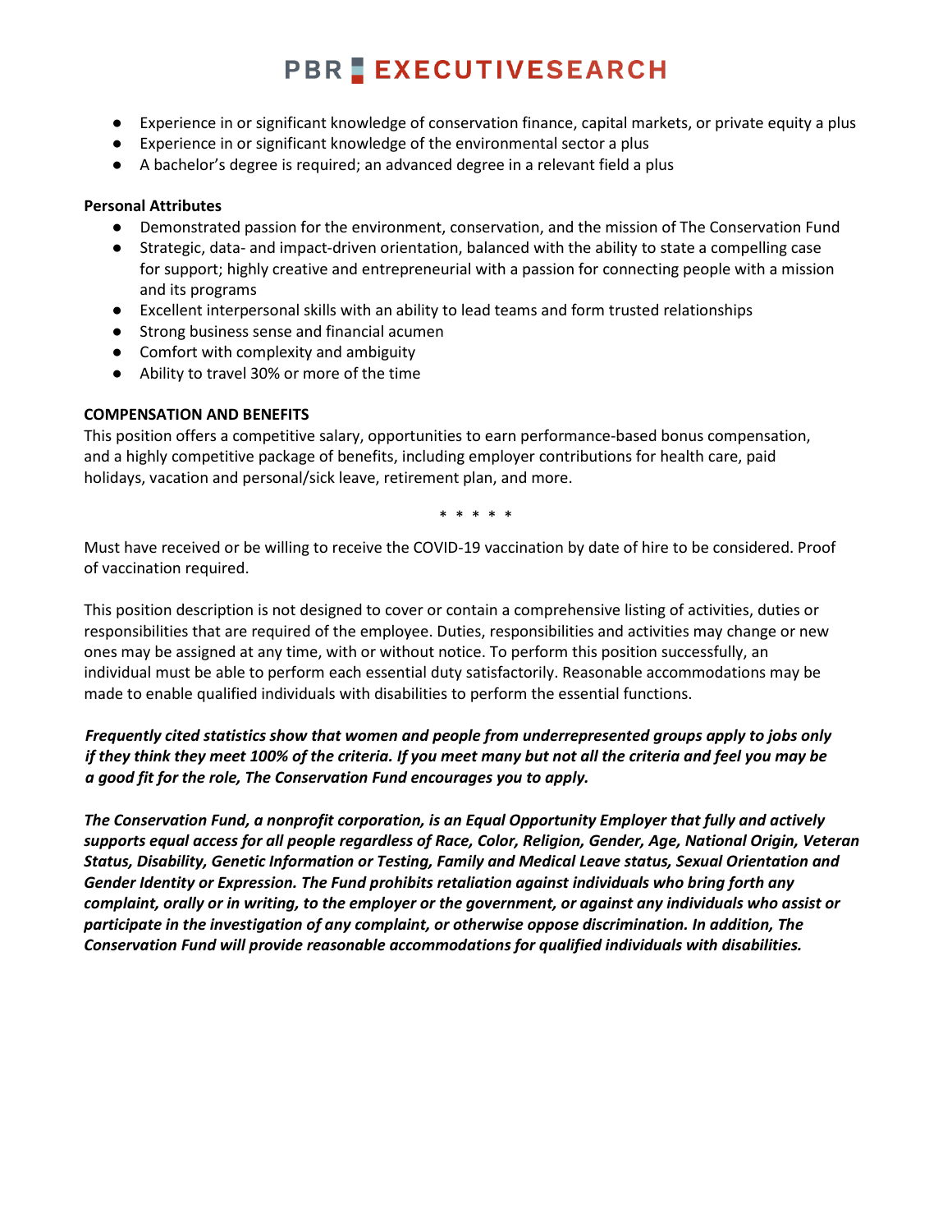- Experience in or significant knowledge of conservation finance, capital markets, or private equity a plus
- Experience in or significant knowledge of the environmental sector a plus
- A bachelor's degree is required; an advanced degree in a relevant field a plus

**Personal Attributes**

- Demonstrated passion for the environment, conservation, and the mission of The Conservation Fund
- Strategic, data- and impact-driven orientation, balanced with the ability to state a compelling case for support; highly creative and entrepreneurial with a passion for connecting people with a mission and its programs
- Excellent interpersonal skills with an ability to lead teams and form trusted relationships
- Strong business sense and financial acumen
- Comfort with complexity and ambiguity
- Ability to travel 30% or more of the time

**COMPENSATION AND BENEFITS**

This position offers a competitive salary, opportunities to earn performance-based bonus compensation, and a highly competitive package of benefits, including employer contributions for health care, paid holidays, vacation and personal/sick leave, retirement plan, and more.

\* \* \* \* \*

Must have received or be willing to receive the COVID-19 vaccination by date of hire to be considered. Proof of vaccination required.

This position description is not designed to cover or contain a comprehensive listing of activities, duties or responsibilities that are required of the employee. Duties, responsibilities and activities may change or new ones may be assigned at any time, with or without notice. To perform this position successfully, an individual must be able to perform each essential duty satisfactorily. Reasonable accommodations may be made to enable qualified individuals with disabilities to perform the essential functions.

***Frequently cited statistics show that women and people from underrepresented groups apply to jobs only if they think they meet 100% of the criteria. If you meet many but not all the criteria and feel you may be a good fit for the role, The Conservation Fund encourages you to apply.***

***The Conservation Fund, a nonprofit corporation, is an Equal Opportunity Employer that fully and actively supports equal access for all people regardless of Race, Color, Religion, Gender, Age, National Origin, Veteran Status, Disability, Genetic Information or Testing, Family and Medical Leave status, Sexual Orientation and Gender Identity or Expression. The Fund prohibits retaliation against individuals who bring forth any complaint, orally or in writing, to the employer or the government, or against any individuals who assist or participate in the investigation of any complaint, or otherwise oppose discrimination. In addition, The Conservation Fund will provide reasonable accommodations for qualified individuals with disabilities.***